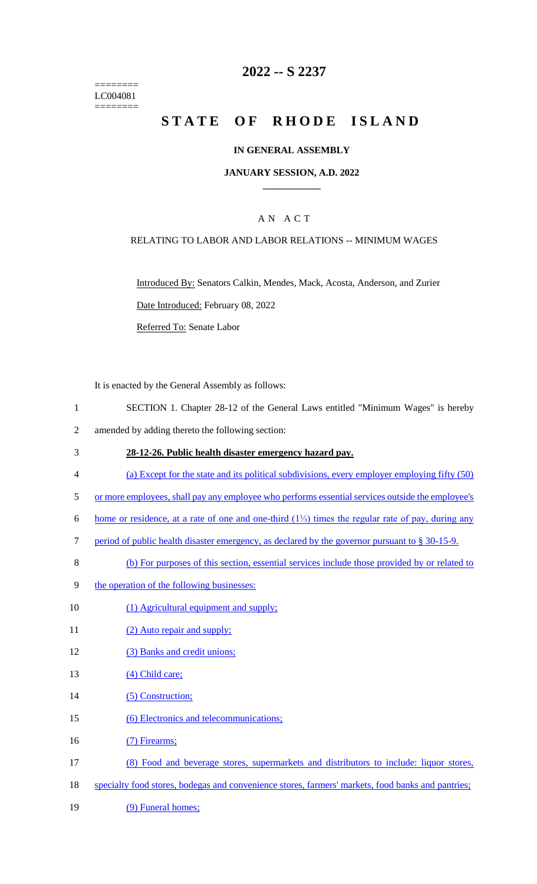========
LC004081
========

# 2022 -- S 2237

# STATE OF RHODE ISLAND

## IN GENERAL ASSEMBLY

### JANUARY SESSION, A.D. 2022

---

A N A C T

RELATING TO LABOR AND LABOR RELATIONS -- MINIMUM WAGES

Introduced By: Senators Calkin, Mendes, Mack, Acosta, Anderson, and Zurier

Date Introduced: February 08, 2022

Referred To: Senate Labor

It is enacted by the General Assembly as follows:

SECTION 1. Chapter 28-12 of the General Laws entitled "Minimum Wages" is hereby amended by adding thereto the following section:

**28-12-26. Public health disaster emergency hazard pay.**

(a) Except for the state and its political subdivisions, every employer employing fifty (50) or more employees, shall pay any employee who performs essential services outside the employee's home or residence, at a rate of one and one-third (1⅓) times the regular rate of pay, during any period of public health disaster emergency, as declared by the governor pursuant to § 30-15-9.

(b) For purposes of this section, essential services include those provided by or related to the operation of the following businesses:

(1) Agricultural equipment and supply;

(2) Auto repair and supply;

(3) Banks and credit unions;

(4) Child care;

(5) Construction;

(6) Electronics and telecommunications;

(7) Firearms;

(8) Food and beverage stores, supermarkets and distributors to include: liquor stores, specialty food stores, bodegas and convenience stores, farmers' markets, food banks and pantries;

(9) Funeral homes;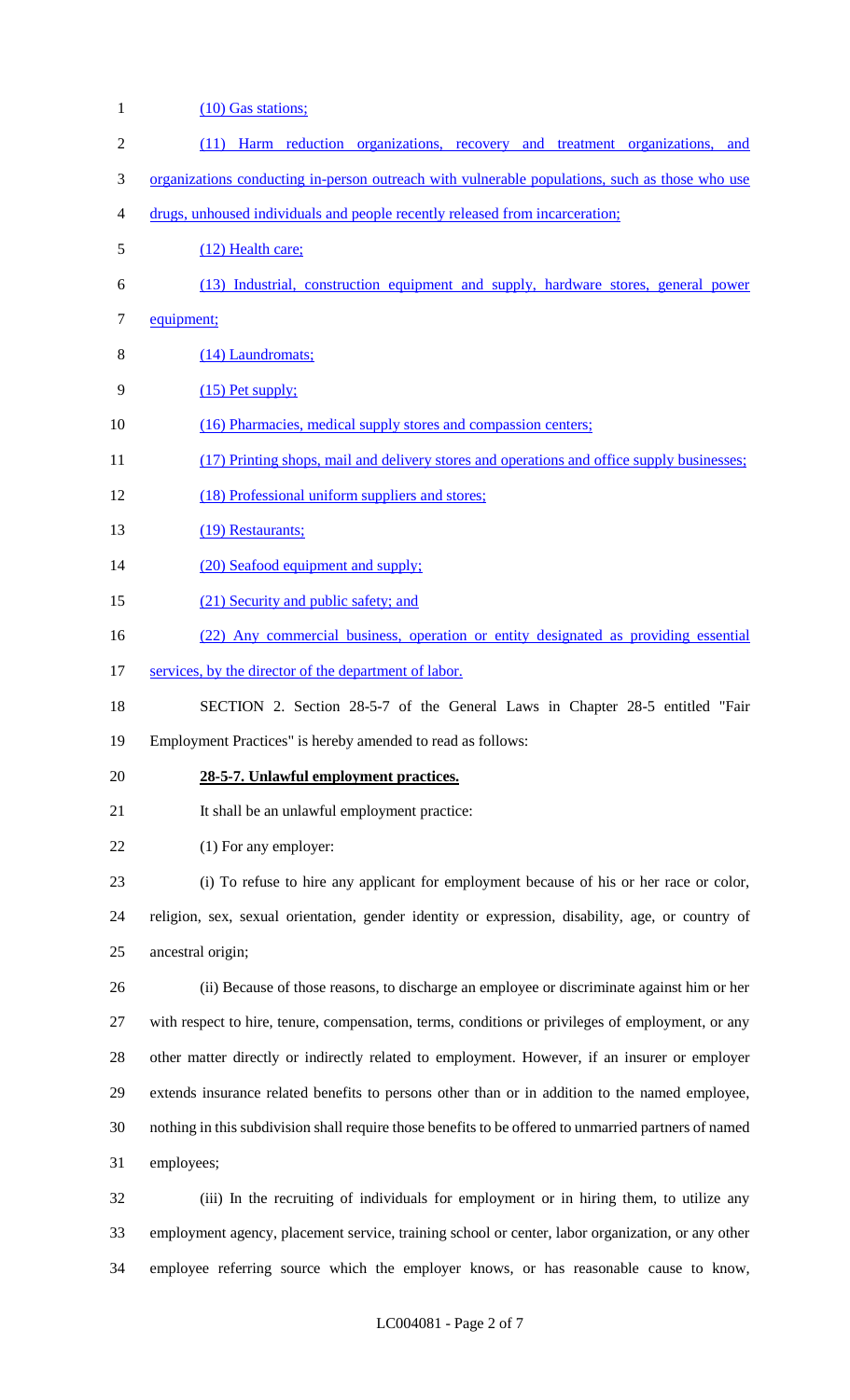(10) Gas stations;

(11) Harm reduction organizations, recovery and treatment organizations, and organizations conducting in-person outreach with vulnerable populations, such as those who use drugs, unhoused individuals and people recently released from incarceration;

(12) Health care;

(13) Industrial, construction equipment and supply, hardware stores, general power equipment;

(14) Laundromats;

(15) Pet supply;

(16) Pharmacies, medical supply stores and compassion centers;

(17) Printing shops, mail and delivery stores and operations and office supply businesses;

(18) Professional uniform suppliers and stores;

(19) Restaurants;

(20) Seafood equipment and supply;

(21) Security and public safety; and

(22) Any commercial business, operation or entity designated as providing essential services, by the director of the department of labor.

SECTION 2. Section 28-5-7 of the General Laws in Chapter 28-5 entitled "Fair Employment Practices" is hereby amended to read as follows:

**28-5-7. Unlawful employment practices.**

It shall be an unlawful employment practice:

(1) For any employer:

(i) To refuse to hire any applicant for employment because of his or her race or color, religion, sex, sexual orientation, gender identity or expression, disability, age, or country of ancestral origin;

(ii) Because of those reasons, to discharge an employee or discriminate against him or her with respect to hire, tenure, compensation, terms, conditions or privileges of employment, or any other matter directly or indirectly related to employment. However, if an insurer or employer extends insurance related benefits to persons other than or in addition to the named employee, nothing in this subdivision shall require those benefits to be offered to unmarried partners of named employees;

(iii) In the recruiting of individuals for employment or in hiring them, to utilize any employment agency, placement service, training school or center, labor organization, or any other employee referring source which the employer knows, or has reasonable cause to know,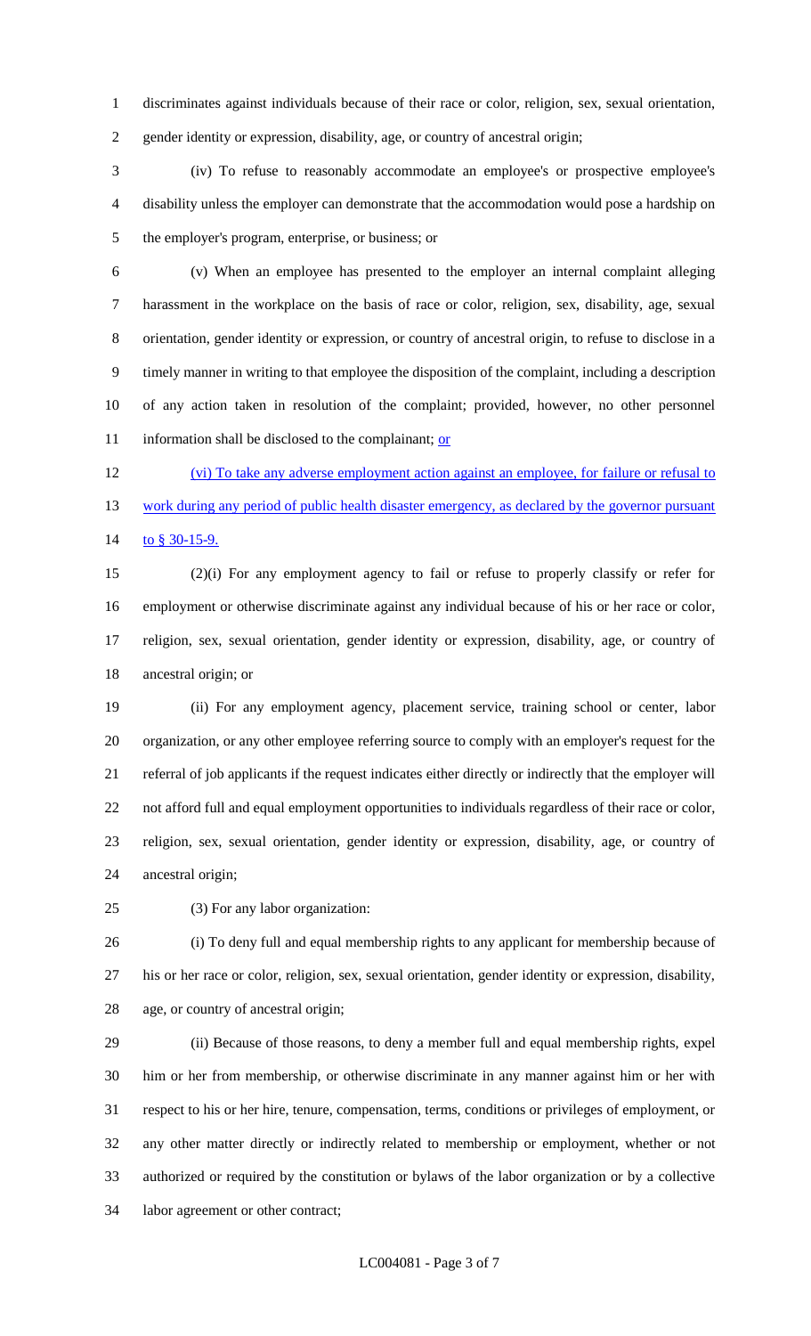discriminates against individuals because of their race or color, religion, sex, sexual orientation, gender identity or expression, disability, age, or country of ancestral origin;

(iv) To refuse to reasonably accommodate an employee's or prospective employee's disability unless the employer can demonstrate that the accommodation would pose a hardship on the employer's program, enterprise, or business; or

(v) When an employee has presented to the employer an internal complaint alleging harassment in the workplace on the basis of race or color, religion, sex, disability, age, sexual orientation, gender identity or expression, or country of ancestral origin, to refuse to disclose in a timely manner in writing to that employee the disposition of the complaint, including a description of any action taken in resolution of the complaint; provided, however, no other personnel information shall be disclosed to the complainant; <u>or</u>

<u>(vi) To take any adverse employment action against an employee, for failure or refusal to work during any period of public health disaster emergency, as declared by the governor pursuant to § 30-15-9.</u>

(2)(i) For any employment agency to fail or refuse to properly classify or refer for employment or otherwise discriminate against any individual because of his or her race or color, religion, sex, sexual orientation, gender identity or expression, disability, age, or country of ancestral origin; or

(ii) For any employment agency, placement service, training school or center, labor organization, or any other employee referring source to comply with an employer's request for the referral of job applicants if the request indicates either directly or indirectly that the employer will not afford full and equal employment opportunities to individuals regardless of their race or color, religion, sex, sexual orientation, gender identity or expression, disability, age, or country of ancestral origin;

(3) For any labor organization:

(i) To deny full and equal membership rights to any applicant for membership because of his or her race or color, religion, sex, sexual orientation, gender identity or expression, disability, age, or country of ancestral origin;

(ii) Because of those reasons, to deny a member full and equal membership rights, expel him or her from membership, or otherwise discriminate in any manner against him or her with respect to his or her hire, tenure, compensation, terms, conditions or privileges of employment, or any other matter directly or indirectly related to membership or employment, whether or not authorized or required by the constitution or bylaws of the labor organization or by a collective labor agreement or other contract;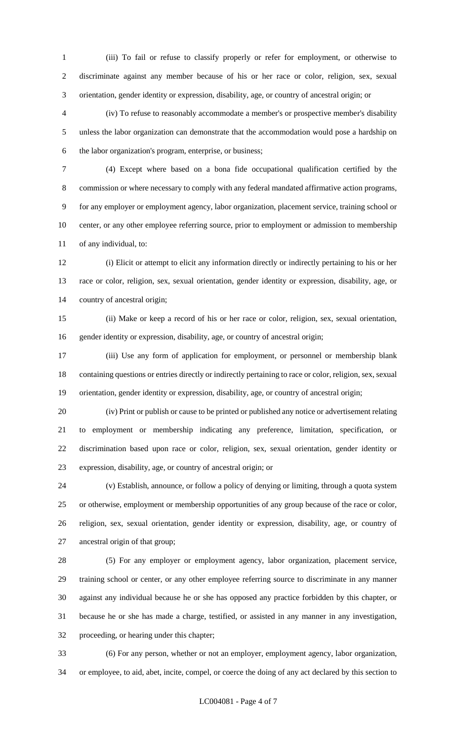(iii) To fail or refuse to classify properly or refer for employment, or otherwise to discriminate against any member because of his or her race or color, religion, sex, sexual orientation, gender identity or expression, disability, age, or country of ancestral origin; or

(iv) To refuse to reasonably accommodate a member's or prospective member's disability unless the labor organization can demonstrate that the accommodation would pose a hardship on the labor organization's program, enterprise, or business;

(4) Except where based on a bona fide occupational qualification certified by the commission or where necessary to comply with any federal mandated affirmative action programs, for any employer or employment agency, labor organization, placement service, training school or center, or any other employee referring source, prior to employment or admission to membership of any individual, to:

(i) Elicit or attempt to elicit any information directly or indirectly pertaining to his or her race or color, religion, sex, sexual orientation, gender identity or expression, disability, age, or country of ancestral origin;

(ii) Make or keep a record of his or her race or color, religion, sex, sexual orientation, gender identity or expression, disability, age, or country of ancestral origin;

(iii) Use any form of application for employment, or personnel or membership blank containing questions or entries directly or indirectly pertaining to race or color, religion, sex, sexual orientation, gender identity or expression, disability, age, or country of ancestral origin;

(iv) Print or publish or cause to be printed or published any notice or advertisement relating to employment or membership indicating any preference, limitation, specification, or discrimination based upon race or color, religion, sex, sexual orientation, gender identity or expression, disability, age, or country of ancestral origin; or

(v) Establish, announce, or follow a policy of denying or limiting, through a quota system or otherwise, employment or membership opportunities of any group because of the race or color, religion, sex, sexual orientation, gender identity or expression, disability, age, or country of ancestral origin of that group;

(5) For any employer or employment agency, labor organization, placement service, training school or center, or any other employee referring source to discriminate in any manner against any individual because he or she has opposed any practice forbidden by this chapter, or because he or she has made a charge, testified, or assisted in any manner in any investigation, proceeding, or hearing under this chapter;

(6) For any person, whether or not an employer, employment agency, labor organization, or employee, to aid, abet, incite, compel, or coerce the doing of any act declared by this section to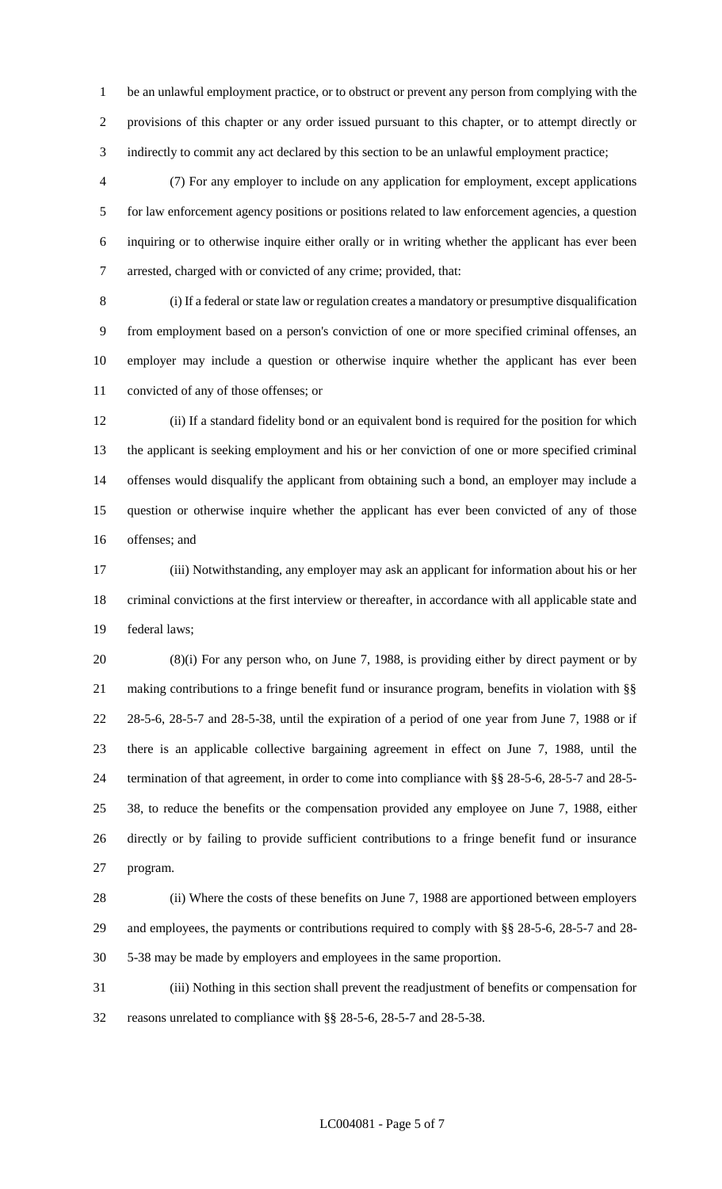be an unlawful employment practice, or to obstruct or prevent any person from complying with the provisions of this chapter or any order issued pursuant to this chapter, or to attempt directly or indirectly to commit any act declared by this section to be an unlawful employment practice;

(7) For any employer to include on any application for employment, except applications for law enforcement agency positions or positions related to law enforcement agencies, a question inquiring or to otherwise inquire either orally or in writing whether the applicant has ever been arrested, charged with or convicted of any crime; provided, that:

(i) If a federal or state law or regulation creates a mandatory or presumptive disqualification from employment based on a person's conviction of one or more specified criminal offenses, an employer may include a question or otherwise inquire whether the applicant has ever been convicted of any of those offenses; or

(ii) If a standard fidelity bond or an equivalent bond is required for the position for which the applicant is seeking employment and his or her conviction of one or more specified criminal offenses would disqualify the applicant from obtaining such a bond, an employer may include a question or otherwise inquire whether the applicant has ever been convicted of any of those offenses; and

(iii) Notwithstanding, any employer may ask an applicant for information about his or her criminal convictions at the first interview or thereafter, in accordance with all applicable state and federal laws;

(8)(i) For any person who, on June 7, 1988, is providing either by direct payment or by making contributions to a fringe benefit fund or insurance program, benefits in violation with §§ 28-5-6, 28-5-7 and 28-5-38, until the expiration of a period of one year from June 7, 1988 or if there is an applicable collective bargaining agreement in effect on June 7, 1988, until the termination of that agreement, in order to come into compliance with §§ 28-5-6, 28-5-7 and 28-5-38, to reduce the benefits or the compensation provided any employee on June 7, 1988, either directly or by failing to provide sufficient contributions to a fringe benefit fund or insurance program.

(ii) Where the costs of these benefits on June 7, 1988 are apportioned between employers and employees, the payments or contributions required to comply with §§ 28-5-6, 28-5-7 and 28-5-38 may be made by employers and employees in the same proportion.

(iii) Nothing in this section shall prevent the readjustment of benefits or compensation for reasons unrelated to compliance with §§ 28-5-6, 28-5-7 and 28-5-38.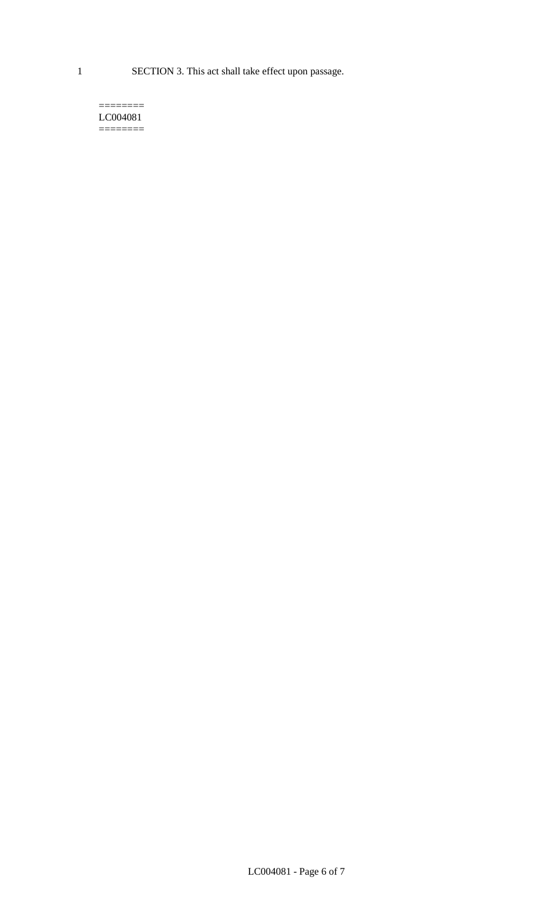1 SECTION 3. This act shall take effect upon passage.

========
LC004081
========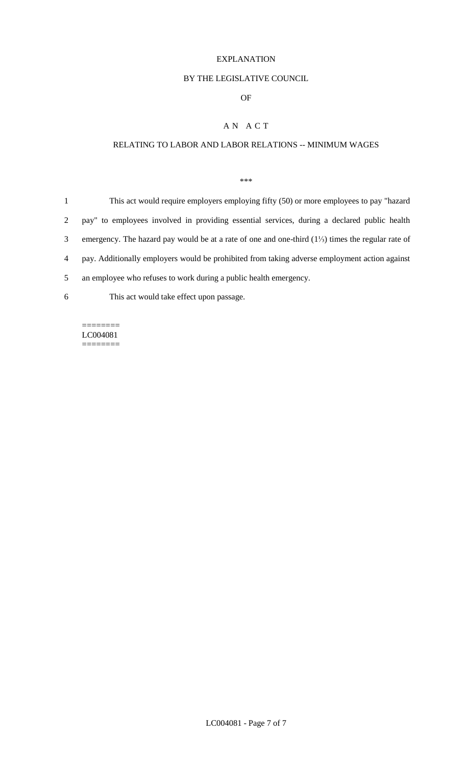EXPLANATION

BY THE LEGISLATIVE COUNCIL

OF

A N A C T

RELATING TO LABOR AND LABOR RELATIONS -- MINIMUM WAGES

\*\*\*

This act would require employers employing fifty (50) or more employees to pay "hazard pay" to employees involved in providing essential services, during a declared public health emergency. The hazard pay would be at a rate of one and one-third (1⅓) times the regular rate of pay. Additionally employers would be prohibited from taking adverse employment action against an employee who refuses to work during a public health emergency.

This act would take effect upon passage.

========
LC004081
========